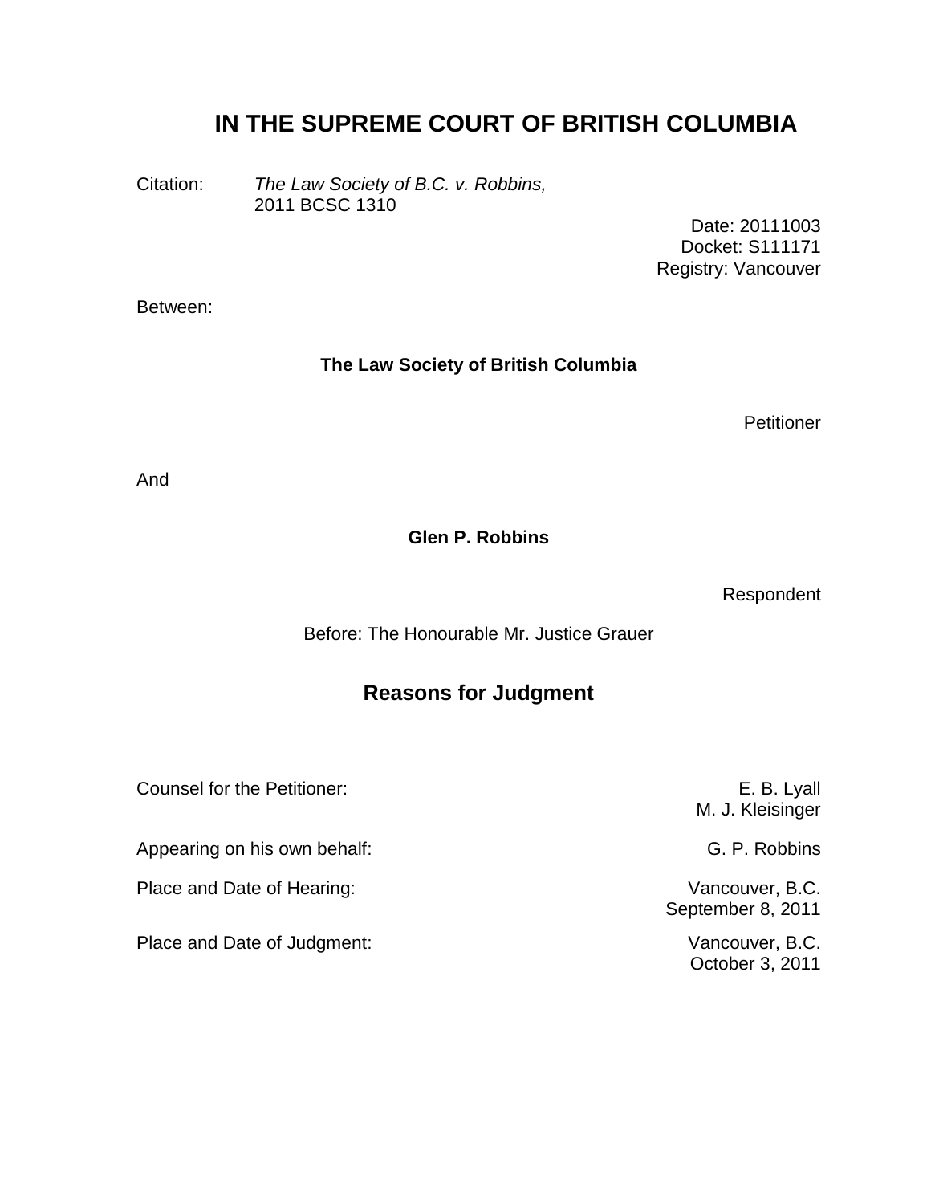# IN THE SUPREME COURT OF BRITISH COLUMBIA

Citation: *The Law Society of B.C. v. Robbins,*
2011 BCSC 1310

Date: 20111003
Docket: S111171
Registry: Vancouver

Between:

**The Law Society of British Columbia**

Petitioner

And

**Glen P. Robbins**

Respondent

Before: The Honourable Mr. Justice Grauer

## Reasons for Judgment

| | |
|---|---|
| Counsel for the Petitioner: | E. B. Lyall<br>M. J. Kleisinger |
| Appearing on his own behalf: | G. P. Robbins |
| Place and Date of Hearing: | Vancouver, B.C.<br>September 8, 2011 |
| Place and Date of Judgment: | Vancouver, B.C.<br>October 3, 2011 |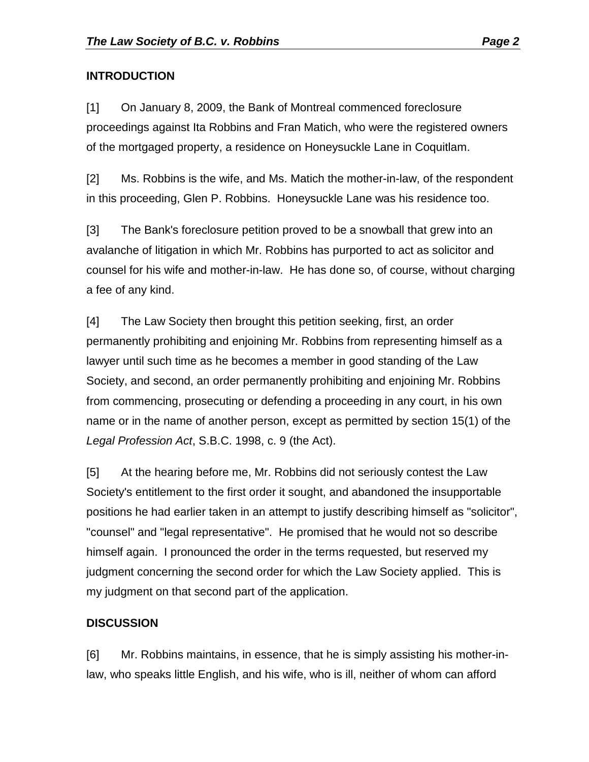## INTRODUCTION

[1] On January 8, 2009, the Bank of Montreal commenced foreclosure proceedings against Ita Robbins and Fran Matich, who were the registered owners of the mortgaged property, a residence on Honeysuckle Lane in Coquitlam.

[2] Ms. Robbins is the wife, and Ms. Matich the mother-in-law, of the respondent in this proceeding, Glen P. Robbins. Honeysuckle Lane was his residence too.

[3] The Bank's foreclosure petition proved to be a snowball that grew into an avalanche of litigation in which Mr. Robbins has purported to act as solicitor and counsel for his wife and mother-in-law. He has done so, of course, without charging a fee of any kind.

[4] The Law Society then brought this petition seeking, first, an order permanently prohibiting and enjoining Mr. Robbins from representing himself as a lawyer until such time as he becomes a member in good standing of the Law Society, and second, an order permanently prohibiting and enjoining Mr. Robbins from commencing, prosecuting or defending a proceeding in any court, in his own name or in the name of another person, except as permitted by section 15(1) of the *Legal Profession Act*, S.B.C. 1998, c. 9 (the Act).

[5] At the hearing before me, Mr. Robbins did not seriously contest the Law Society's entitlement to the first order it sought, and abandoned the insupportable positions he had earlier taken in an attempt to justify describing himself as "solicitor", "counsel" and "legal representative". He promised that he would not so describe himself again. I pronounced the order in the terms requested, but reserved my judgment concerning the second order for which the Law Society applied. This is my judgment on that second part of the application.

## DISCUSSION

[6] Mr. Robbins maintains, in essence, that he is simply assisting his mother-in-law, who speaks little English, and his wife, who is ill, neither of whom can afford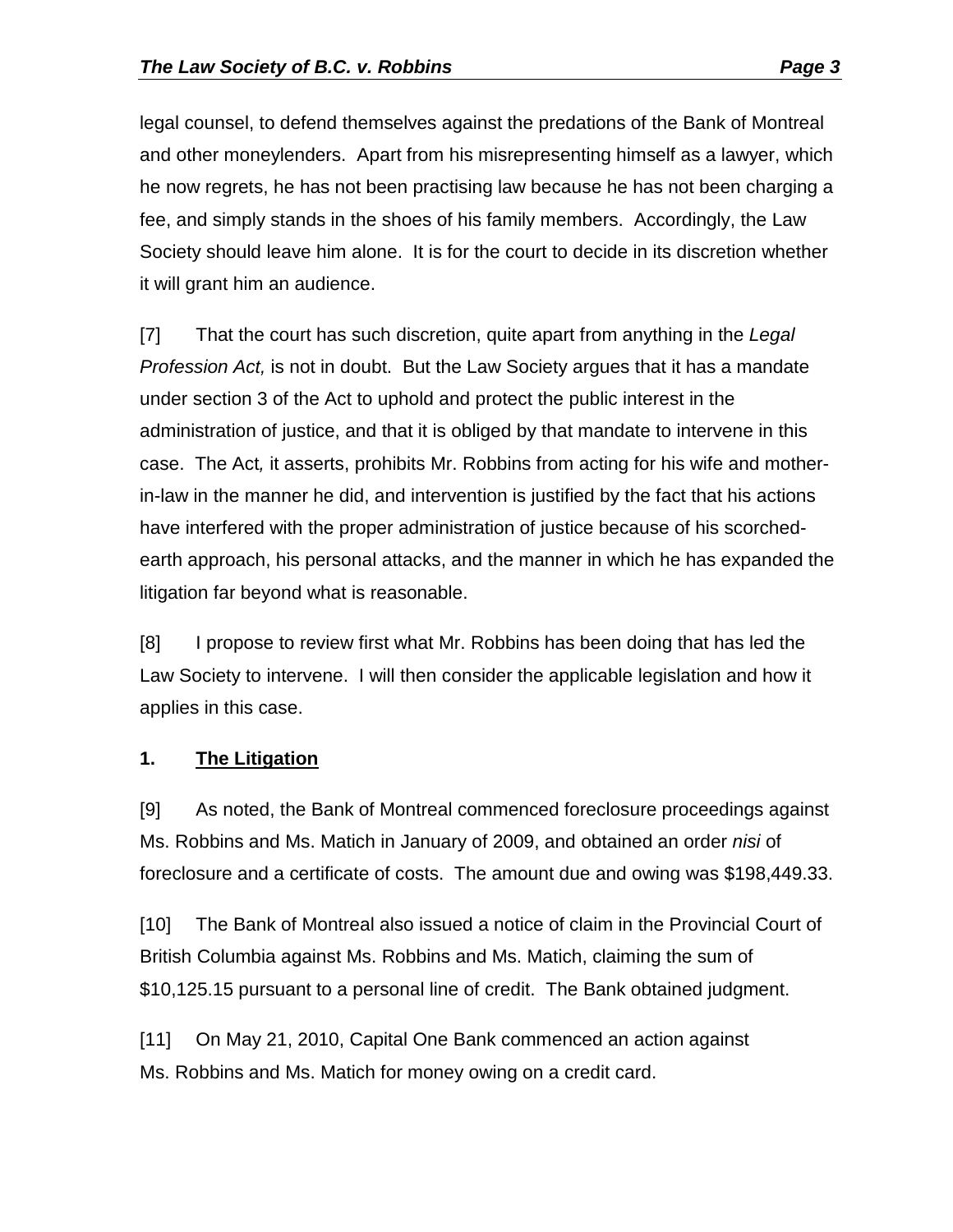legal counsel, to defend themselves against the predations of the Bank of Montreal and other moneylenders. Apart from his misrepresenting himself as a lawyer, which he now regrets, he has not been practising law because he has not been charging a fee, and simply stands in the shoes of his family members. Accordingly, the Law Society should leave him alone. It is for the court to decide in its discretion whether it will grant him an audience.

[7] That the court has such discretion, quite apart from anything in the *Legal Profession Act,* is not in doubt. But the Law Society argues that it has a mandate under section 3 of the Act to uphold and protect the public interest in the administration of justice, and that it is obliged by that mandate to intervene in this case. The Act*,* it asserts, prohibits Mr. Robbins from acting for his wife and mother-in-law in the manner he did, and intervention is justified by the fact that his actions have interfered with the proper administration of justice because of his scorched-earth approach, his personal attacks, and the manner in which he has expanded the litigation far beyond what is reasonable.

[8] I propose to review first what Mr. Robbins has been doing that has led the Law Society to intervene. I will then consider the applicable legislation and how it applies in this case.

**1. <u>The Litigation</u>**

[9] As noted, the Bank of Montreal commenced foreclosure proceedings against Ms. Robbins and Ms. Matich in January of 2009, and obtained an order *nisi* of foreclosure and a certificate of costs. The amount due and owing was $198,449.33.

[10] The Bank of Montreal also issued a notice of claim in the Provincial Court of British Columbia against Ms. Robbins and Ms. Matich, claiming the sum of $10,125.15 pursuant to a personal line of credit. The Bank obtained judgment.

[11] On May 21, 2010, Capital One Bank commenced an action against Ms. Robbins and Ms. Matich for money owing on a credit card.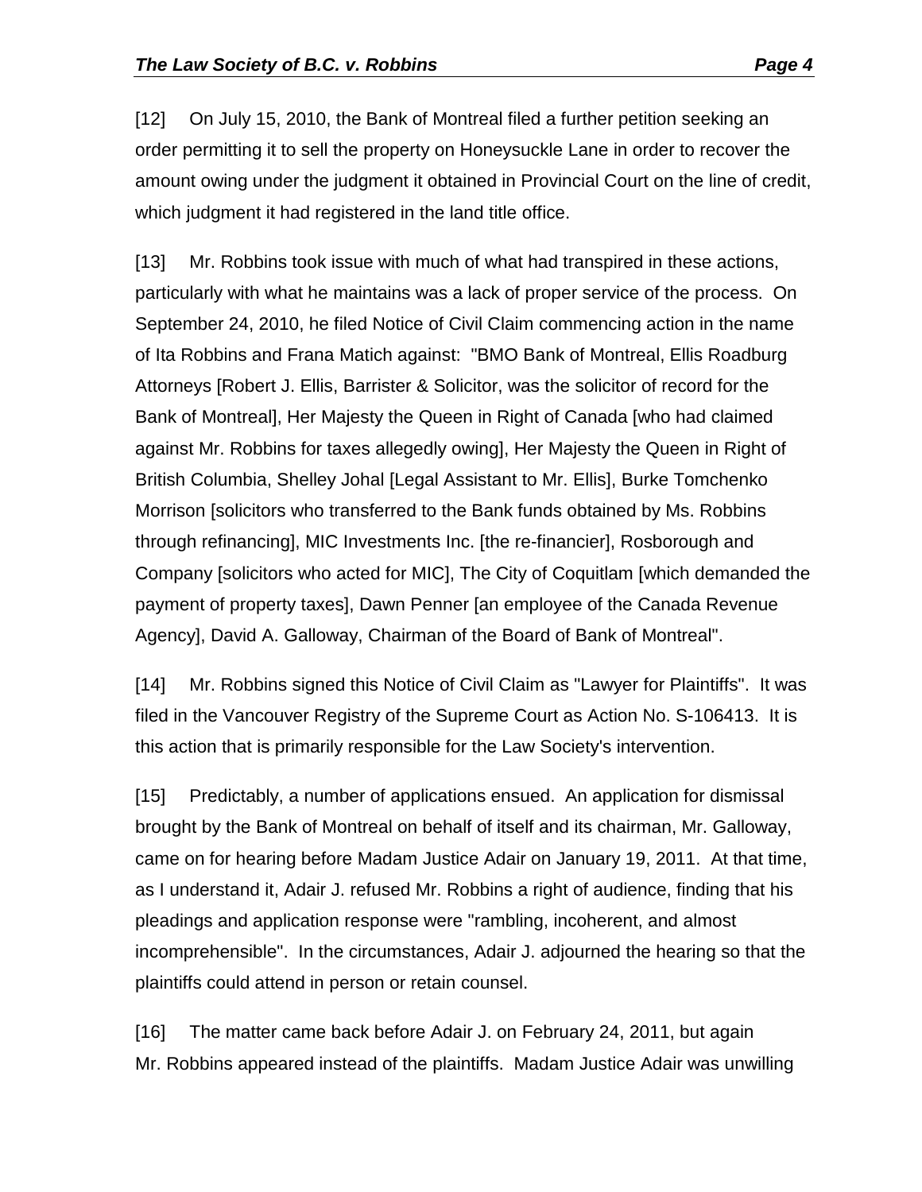[12] On July 15, 2010, the Bank of Montreal filed a further petition seeking an order permitting it to sell the property on Honeysuckle Lane in order to recover the amount owing under the judgment it obtained in Provincial Court on the line of credit, which judgment it had registered in the land title office.

[13] Mr. Robbins took issue with much of what had transpired in these actions, particularly with what he maintains was a lack of proper service of the process. On September 24, 2010, he filed Notice of Civil Claim commencing action in the name of Ita Robbins and Frana Matich against: "BMO Bank of Montreal, Ellis Roadburg Attorneys [Robert J. Ellis, Barrister & Solicitor, was the solicitor of record for the Bank of Montreal], Her Majesty the Queen in Right of Canada [who had claimed against Mr. Robbins for taxes allegedly owing], Her Majesty the Queen in Right of British Columbia, Shelley Johal [Legal Assistant to Mr. Ellis], Burke Tomchenko Morrison [solicitors who transferred to the Bank funds obtained by Ms. Robbins through refinancing], MIC Investments Inc. [the re-financier], Rosborough and Company [solicitors who acted for MIC], The City of Coquitlam [which demanded the payment of property taxes], Dawn Penner [an employee of the Canada Revenue Agency], David A. Galloway, Chairman of the Board of Bank of Montreal".

[14] Mr. Robbins signed this Notice of Civil Claim as "Lawyer for Plaintiffs". It was filed in the Vancouver Registry of the Supreme Court as Action No. S-106413. It is this action that is primarily responsible for the Law Society's intervention.

[15] Predictably, a number of applications ensued. An application for dismissal brought by the Bank of Montreal on behalf of itself and its chairman, Mr. Galloway, came on for hearing before Madam Justice Adair on January 19, 2011. At that time, as I understand it, Adair J. refused Mr. Robbins a right of audience, finding that his pleadings and application response were "rambling, incoherent, and almost incomprehensible". In the circumstances, Adair J. adjourned the hearing so that the plaintiffs could attend in person or retain counsel.

[16] The matter came back before Adair J. on February 24, 2011, but again Mr. Robbins appeared instead of the plaintiffs. Madam Justice Adair was unwilling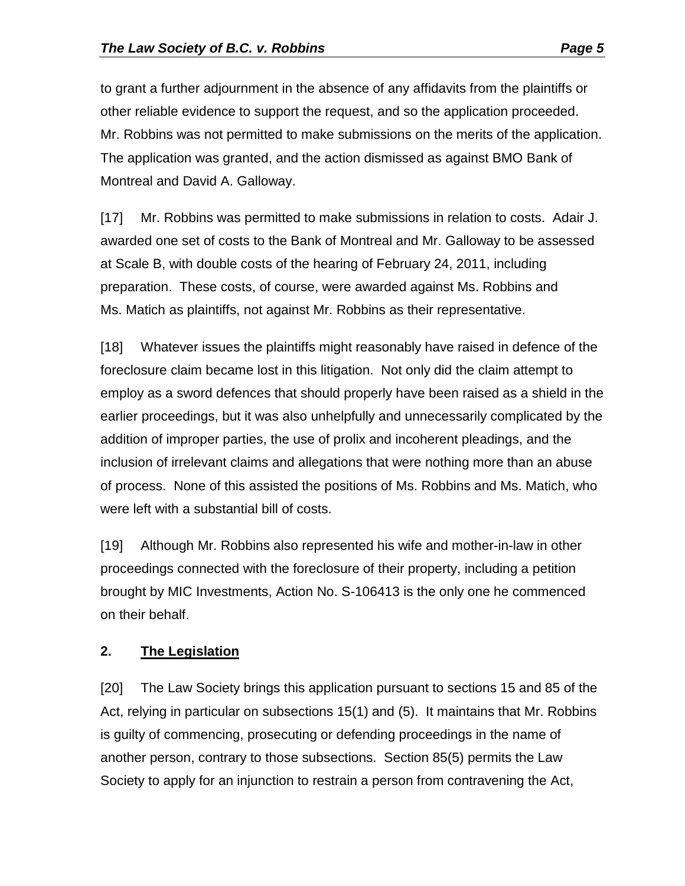to grant a further adjournment in the absence of any affidavits from the plaintiffs or other reliable evidence to support the request, and so the application proceeded. Mr. Robbins was not permitted to make submissions on the merits of the application. The application was granted, and the action dismissed as against BMO Bank of Montreal and David A. Galloway.

[17] Mr. Robbins was permitted to make submissions in relation to costs. Adair J. awarded one set of costs to the Bank of Montreal and Mr. Galloway to be assessed at Scale B, with double costs of the hearing of February 24, 2011, including preparation. These costs, of course, were awarded against Ms. Robbins and Ms. Matich as plaintiffs, not against Mr. Robbins as their representative.

[18] Whatever issues the plaintiffs might reasonably have raised in defence of the foreclosure claim became lost in this litigation. Not only did the claim attempt to employ as a sword defences that should properly have been raised as a shield in the earlier proceedings, but it was also unhelpfully and unnecessarily complicated by the addition of improper parties, the use of prolix and incoherent pleadings, and the inclusion of irrelevant claims and allegations that were nothing more than an abuse of process. None of this assisted the positions of Ms. Robbins and Ms. Matich, who were left with a substantial bill of costs.

[19] Although Mr. Robbins also represented his wife and mother-in-law in other proceedings connected with the foreclosure of their property, including a petition brought by MIC Investments, Action No. S-106413 is the only one he commenced on their behalf.

## 2. <u>The Legislation</u>

[20] The Law Society brings this application pursuant to sections 15 and 85 of the Act, relying in particular on subsections 15(1) and (5). It maintains that Mr. Robbins is guilty of commencing, prosecuting or defending proceedings in the name of another person, contrary to those subsections. Section 85(5) permits the Law Society to apply for an injunction to restrain a person from contravening the Act,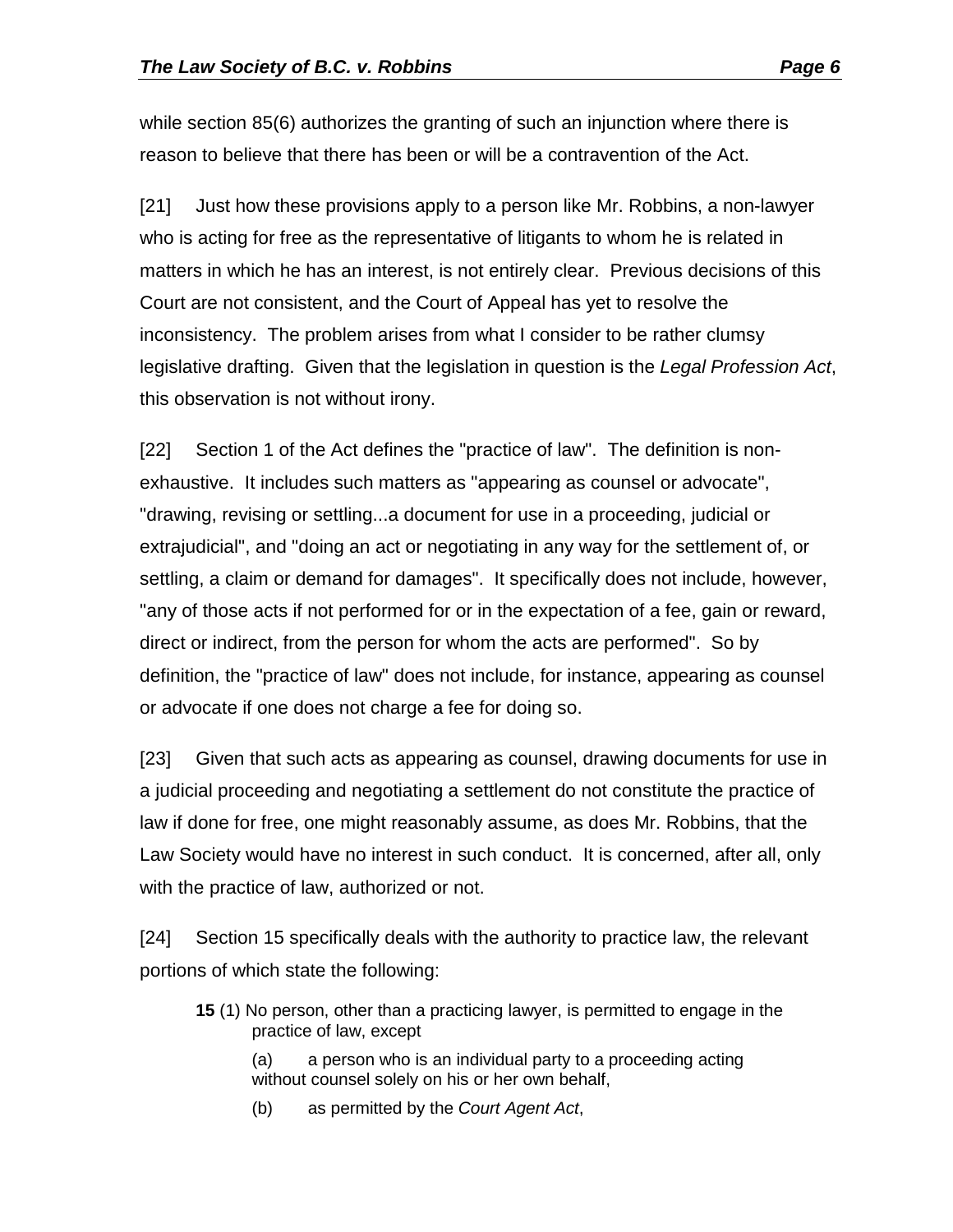while section 85(6) authorizes the granting of such an injunction where there is reason to believe that there has been or will be a contravention of the Act.

[21] Just how these provisions apply to a person like Mr. Robbins, a non-lawyer who is acting for free as the representative of litigants to whom he is related in matters in which he has an interest, is not entirely clear. Previous decisions of this Court are not consistent, and the Court of Appeal has yet to resolve the inconsistency. The problem arises from what I consider to be rather clumsy legislative drafting. Given that the legislation in question is the *Legal Profession Act*, this observation is not without irony.

[22] Section 1 of the Act defines the "practice of law". The definition is non-exhaustive. It includes such matters as "appearing as counsel or advocate", "drawing, revising or settling...a document for use in a proceeding, judicial or extrajudicial", and "doing an act or negotiating in any way for the settlement of, or settling, a claim or demand for damages". It specifically does not include, however, "any of those acts if not performed for or in the expectation of a fee, gain or reward, direct or indirect, from the person for whom the acts are performed". So by definition, the "practice of law" does not include, for instance, appearing as counsel or advocate if one does not charge a fee for doing so.

[23] Given that such acts as appearing as counsel, drawing documents for use in a judicial proceeding and negotiating a settlement do not constitute the practice of law if done for free, one might reasonably assume, as does Mr. Robbins, that the Law Society would have no interest in such conduct. It is concerned, after all, only with the practice of law, authorized or not.

[24] Section 15 specifically deals with the authority to practice law, the relevant portions of which state the following:

> **15** (1) No person, other than a practicing lawyer, is permitted to engage in the practice of law, except
>
> (a) a person who is an individual party to a proceeding acting without counsel solely on his or her own behalf,
>
> (b) as permitted by the *Court Agent Act*,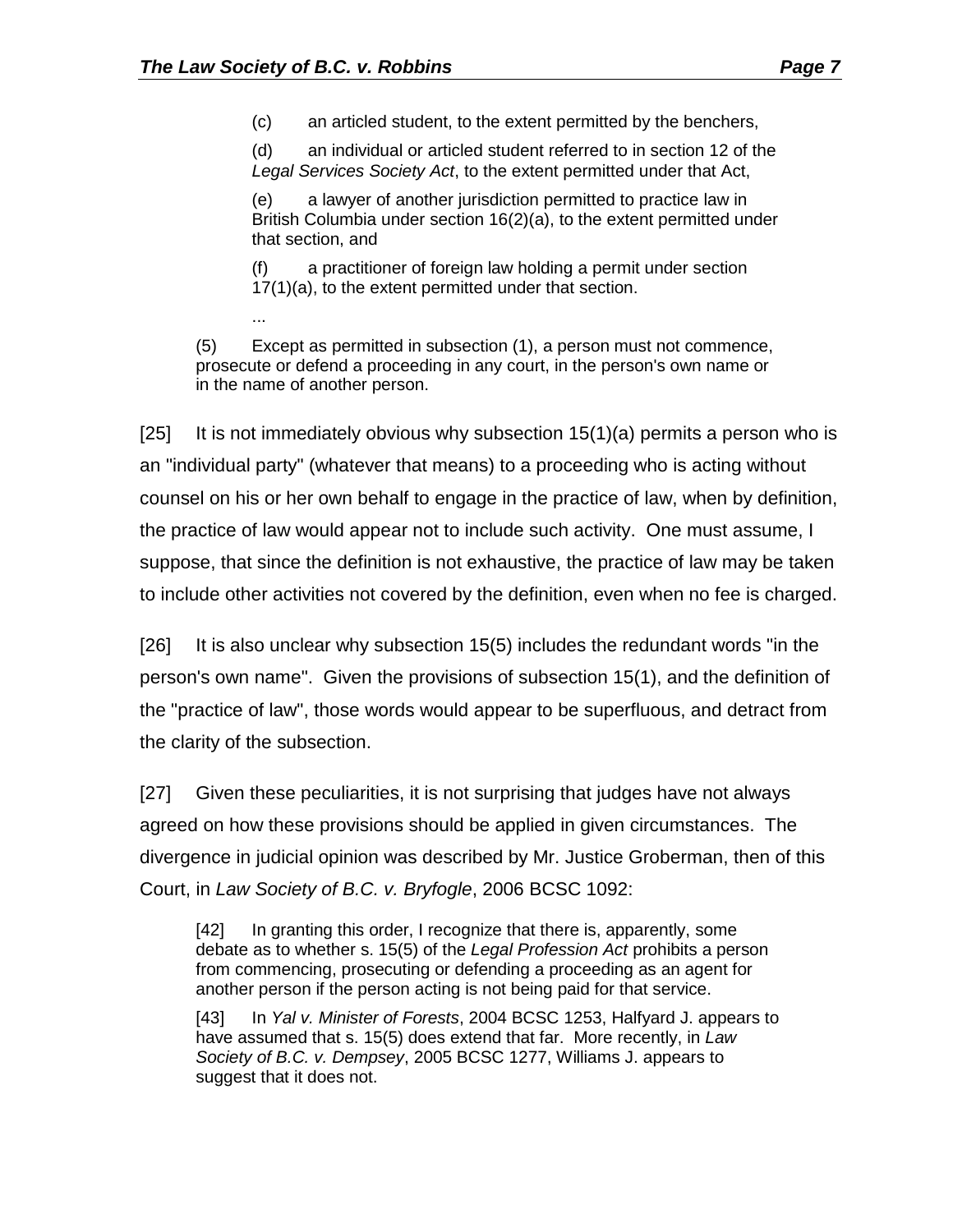> (c) an articled student, to the extent permitted by the benchers,
>
> (d) an individual or articled student referred to in section 12 of the *Legal Services Society Act*, to the extent permitted under that Act,
>
> (e) a lawyer of another jurisdiction permitted to practice law in British Columbia under section 16(2)(a), to the extent permitted under that section, and
>
> (f) a practitioner of foreign law holding a permit under section 17(1)(a), to the extent permitted under that section.
>
> ...
>
> (5) Except as permitted in subsection (1), a person must not commence, prosecute or defend a proceeding in any court, in the person's own name or in the name of another person.

[25] It is not immediately obvious why subsection 15(1)(a) permits a person who is an "individual party" (whatever that means) to a proceeding who is acting without counsel on his or her own behalf to engage in the practice of law, when by definition, the practice of law would appear not to include such activity. One must assume, I suppose, that since the definition is not exhaustive, the practice of law may be taken to include other activities not covered by the definition, even when no fee is charged.

[26] It is also unclear why subsection 15(5) includes the redundant words "in the person's own name". Given the provisions of subsection 15(1), and the definition of the "practice of law", those words would appear to be superfluous, and detract from the clarity of the subsection.

[27] Given these peculiarities, it is not surprising that judges have not always agreed on how these provisions should be applied in given circumstances. The divergence in judicial opinion was described by Mr. Justice Groberman, then of this Court, in *Law Society of B.C. v. Bryfogle*, 2006 BCSC 1092:

> [42] In granting this order, I recognize that there is, apparently, some debate as to whether s. 15(5) of the *Legal Profession Act* prohibits a person from commencing, prosecuting or defending a proceeding as an agent for another person if the person acting is not being paid for that service.
>
> [43] In *Yal v. Minister of Forests*, 2004 BCSC 1253, Halfyard J. appears to have assumed that s. 15(5) does extend that far. More recently, in *Law Society of B.C. v. Dempsey*, 2005 BCSC 1277, Williams J. appears to suggest that it does not.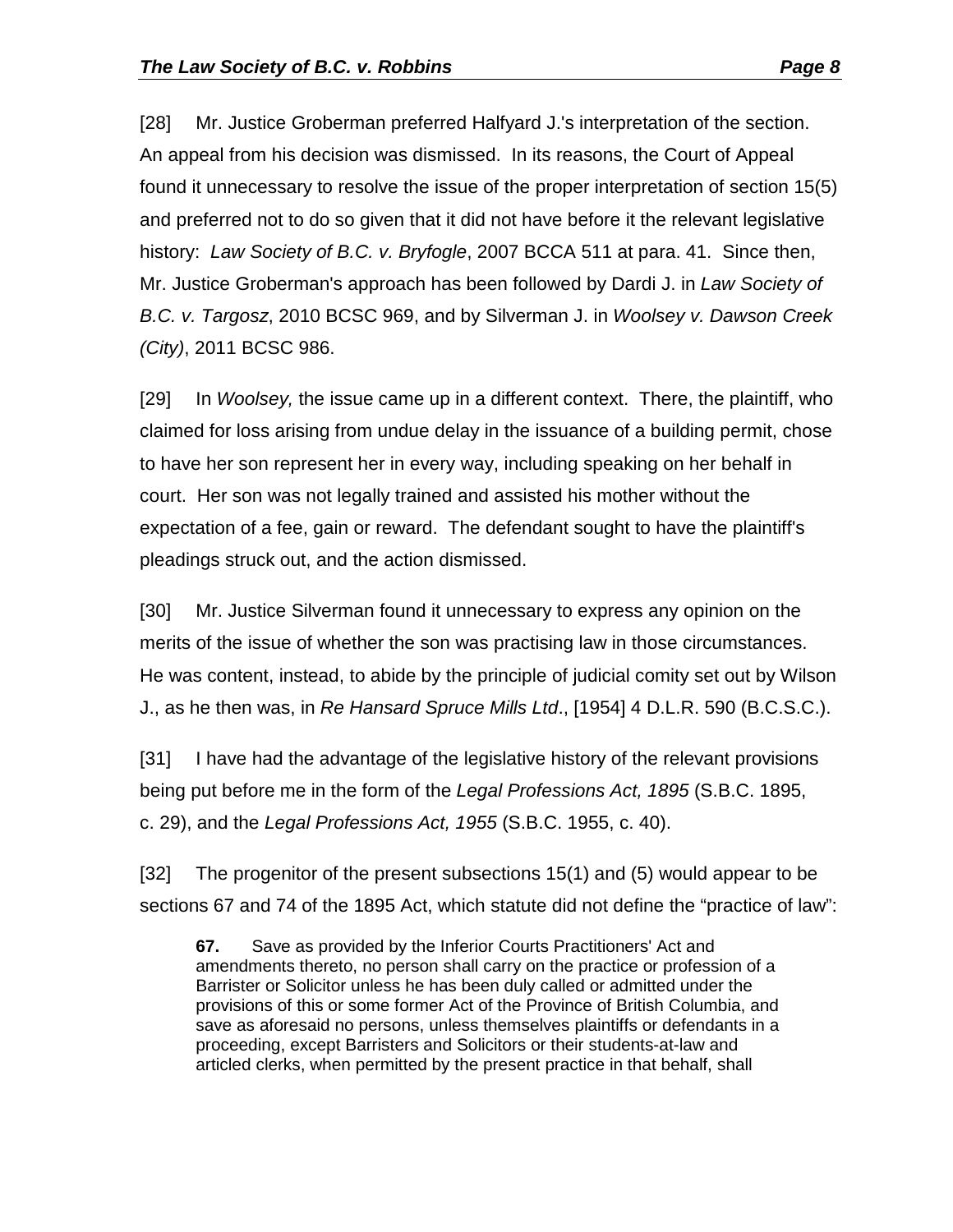[28] Mr. Justice Groberman preferred Halfyard J.'s interpretation of the section. An appeal from his decision was dismissed. In its reasons, the Court of Appeal found it unnecessary to resolve the issue of the proper interpretation of section 15(5) and preferred not to do so given that it did not have before it the relevant legislative history: *Law Society of B.C. v. Bryfogle*, 2007 BCCA 511 at para. 41. Since then, Mr. Justice Groberman's approach has been followed by Dardi J. in *Law Society of B.C. v. Targosz*, 2010 BCSC 969, and by Silverman J. in *Woolsey v. Dawson Creek (City)*, 2011 BCSC 986.

[29] In *Woolsey,* the issue came up in a different context. There, the plaintiff, who claimed for loss arising from undue delay in the issuance of a building permit, chose to have her son represent her in every way, including speaking on her behalf in court. Her son was not legally trained and assisted his mother without the expectation of a fee, gain or reward. The defendant sought to have the plaintiff's pleadings struck out, and the action dismissed.

[30] Mr. Justice Silverman found it unnecessary to express any opinion on the merits of the issue of whether the son was practising law in those circumstances. He was content, instead, to abide by the principle of judicial comity set out by Wilson J., as he then was, in *Re Hansard Spruce Mills Ltd*., [1954] 4 D.L.R. 590 (B.C.S.C.).

[31] I have had the advantage of the legislative history of the relevant provisions being put before me in the form of the *Legal Professions Act, 1895* (S.B.C. 1895, c. 29), and the *Legal Professions Act, 1955* (S.B.C. 1955, c. 40).

[32] The progenitor of the present subsections 15(1) and (5) would appear to be sections 67 and 74 of the 1895 Act, which statute did not define the "practice of law":

> **67.** Save as provided by the Inferior Courts Practitioners' Act and amendments thereto, no person shall carry on the practice or profession of a Barrister or Solicitor unless he has been duly called or admitted under the provisions of this or some former Act of the Province of British Columbia, and save as aforesaid no persons, unless themselves plaintiffs or defendants in a proceeding, except Barristers and Solicitors or their students-at-law and articled clerks, when permitted by the present practice in that behalf, shall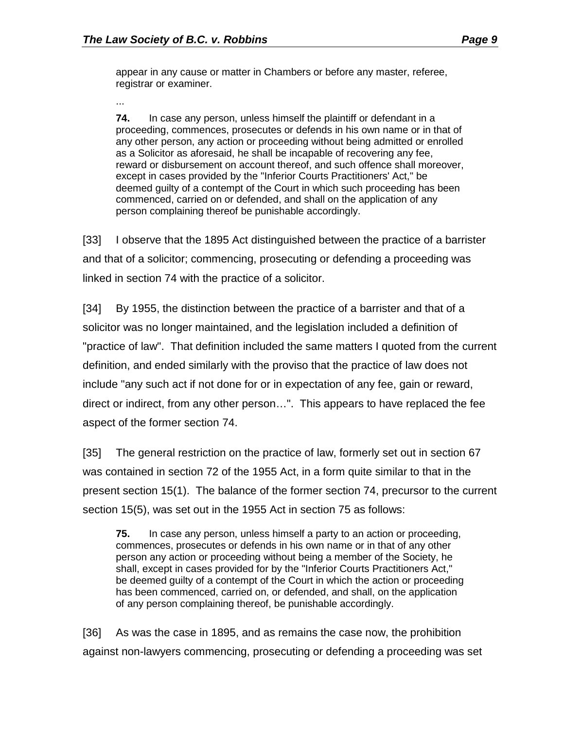> appear in any cause or matter in Chambers or before any master, referee, registrar or examiner.
>
> ...
>
> **74.** In case any person, unless himself the plaintiff or defendant in a proceeding, commences, prosecutes or defends in his own name or in that of any other person, any action or proceeding without being admitted or enrolled as a Solicitor as aforesaid, he shall be incapable of recovering any fee, reward or disbursement on account thereof, and such offence shall moreover, except in cases provided by the "Inferior Courts Practitioners' Act," be deemed guilty of a contempt of the Court in which such proceeding has been commenced, carried on or defended, and shall on the application of any person complaining thereof be punishable accordingly.

[33] I observe that the 1895 Act distinguished between the practice of a barrister and that of a solicitor; commencing, prosecuting or defending a proceeding was linked in section 74 with the practice of a solicitor.

[34] By 1955, the distinction between the practice of a barrister and that of a solicitor was no longer maintained, and the legislation included a definition of "practice of law". That definition included the same matters I quoted from the current definition, and ended similarly with the proviso that the practice of law does not include "any such act if not done for or in expectation of any fee, gain or reward, direct or indirect, from any other person…". This appears to have replaced the fee aspect of the former section 74.

[35] The general restriction on the practice of law, formerly set out in section 67 was contained in section 72 of the 1955 Act, in a form quite similar to that in the present section 15(1). The balance of the former section 74, precursor to the current section 15(5), was set out in the 1955 Act in section 75 as follows:

> **75.** In case any person, unless himself a party to an action or proceeding, commences, prosecutes or defends in his own name or in that of any other person any action or proceeding without being a member of the Society, he shall, except in cases provided for by the "Inferior Courts Practitioners Act," be deemed guilty of a contempt of the Court in which the action or proceeding has been commenced, carried on, or defended, and shall, on the application of any person complaining thereof, be punishable accordingly.

[36] As was the case in 1895, and as remains the case now, the prohibition against non-lawyers commencing, prosecuting or defending a proceeding was set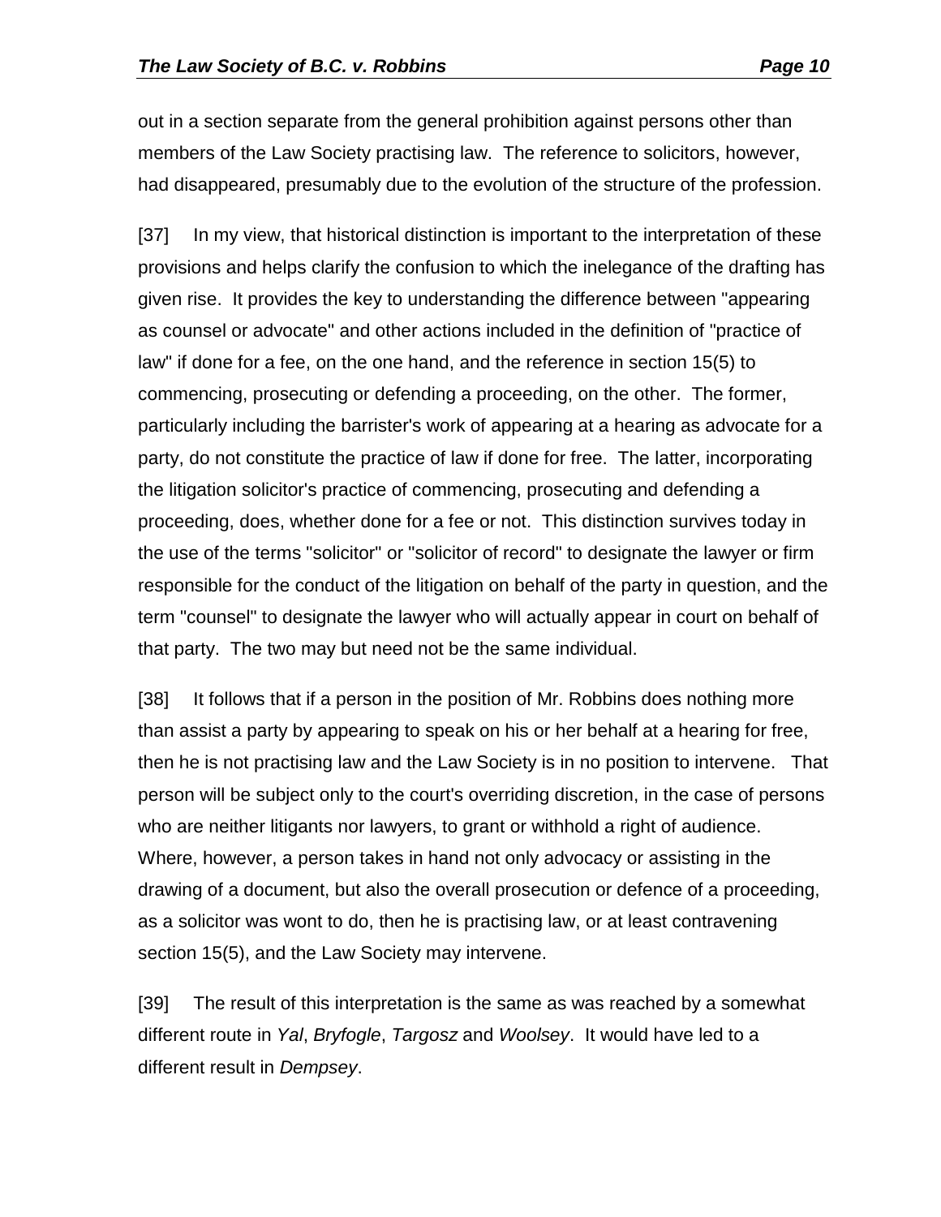out in a section separate from the general prohibition against persons other than members of the Law Society practising law. The reference to solicitors, however, had disappeared, presumably due to the evolution of the structure of the profession.

[37] In my view, that historical distinction is important to the interpretation of these provisions and helps clarify the confusion to which the inelegance of the drafting has given rise. It provides the key to understanding the difference between "appearing as counsel or advocate" and other actions included in the definition of "practice of law" if done for a fee, on the one hand, and the reference in section 15(5) to commencing, prosecuting or defending a proceeding, on the other. The former, particularly including the barrister's work of appearing at a hearing as advocate for a party, do not constitute the practice of law if done for free. The latter, incorporating the litigation solicitor's practice of commencing, prosecuting and defending a proceeding, does, whether done for a fee or not. This distinction survives today in the use of the terms "solicitor" or "solicitor of record" to designate the lawyer or firm responsible for the conduct of the litigation on behalf of the party in question, and the term "counsel" to designate the lawyer who will actually appear in court on behalf of that party. The two may but need not be the same individual.

[38] It follows that if a person in the position of Mr. Robbins does nothing more than assist a party by appearing to speak on his or her behalf at a hearing for free, then he is not practising law and the Law Society is in no position to intervene. That person will be subject only to the court's overriding discretion, in the case of persons who are neither litigants nor lawyers, to grant or withhold a right of audience. Where, however, a person takes in hand not only advocacy or assisting in the drawing of a document, but also the overall prosecution or defence of a proceeding, as a solicitor was wont to do, then he is practising law, or at least contravening section 15(5), and the Law Society may intervene.

[39] The result of this interpretation is the same as was reached by a somewhat different route in *Yal*, *Bryfogle*, *Targosz* and *Woolsey*. It would have led to a different result in *Dempsey*.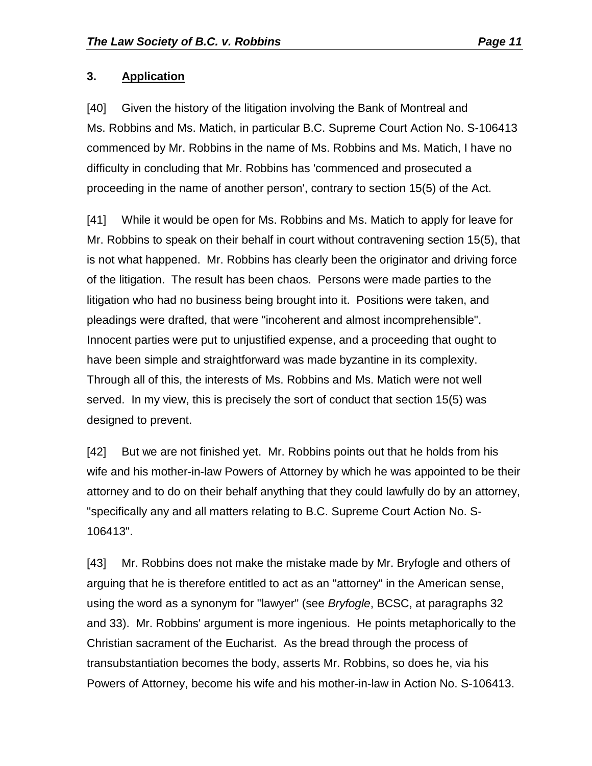### 3. Application

[40] Given the history of the litigation involving the Bank of Montreal and Ms. Robbins and Ms. Matich, in particular B.C. Supreme Court Action No. S-106413 commenced by Mr. Robbins in the name of Ms. Robbins and Ms. Matich, I have no difficulty in concluding that Mr. Robbins has 'commenced and prosecuted a proceeding in the name of another person', contrary to section 15(5) of the Act.

[41] While it would be open for Ms. Robbins and Ms. Matich to apply for leave for Mr. Robbins to speak on their behalf in court without contravening section 15(5), that is not what happened. Mr. Robbins has clearly been the originator and driving force of the litigation. The result has been chaos. Persons were made parties to the litigation who had no business being brought into it. Positions were taken, and pleadings were drafted, that were "incoherent and almost incomprehensible". Innocent parties were put to unjustified expense, and a proceeding that ought to have been simple and straightforward was made byzantine in its complexity. Through all of this, the interests of Ms. Robbins and Ms. Matich were not well served. In my view, this is precisely the sort of conduct that section 15(5) was designed to prevent.

[42] But we are not finished yet. Mr. Robbins points out that he holds from his wife and his mother-in-law Powers of Attorney by which he was appointed to be their attorney and to do on their behalf anything that they could lawfully do by an attorney, "specifically any and all matters relating to B.C. Supreme Court Action No. S-106413".

[43] Mr. Robbins does not make the mistake made by Mr. Bryfogle and others of arguing that he is therefore entitled to act as an "attorney" in the American sense, using the word as a synonym for "lawyer" (see *Bryfogle*, BCSC, at paragraphs 32 and 33). Mr. Robbins' argument is more ingenious. He points metaphorically to the Christian sacrament of the Eucharist. As the bread through the process of transubstantiation becomes the body, asserts Mr. Robbins, so does he, via his Powers of Attorney, become his wife and his mother-in-law in Action No. S-106413.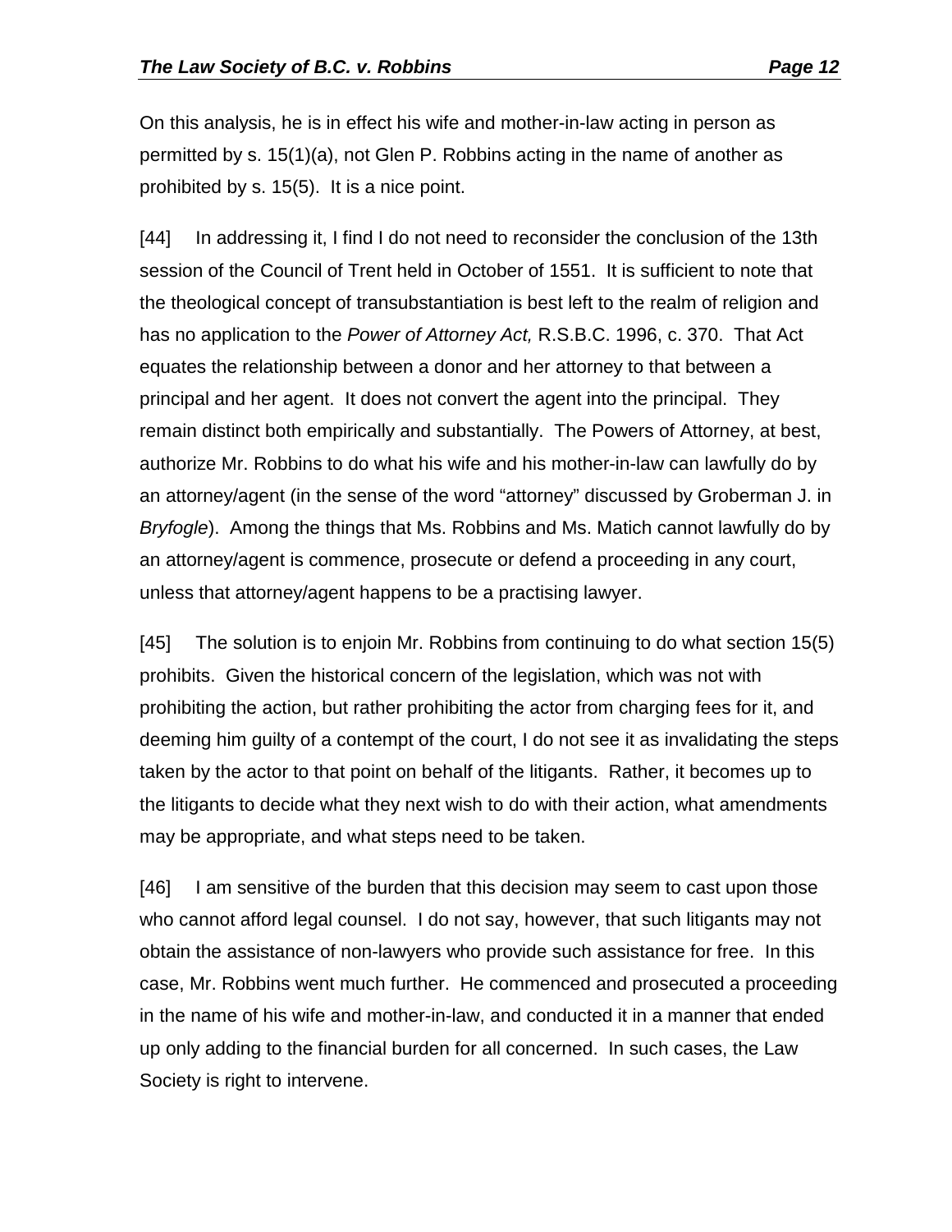On this analysis, he is in effect his wife and mother-in-law acting in person as permitted by s. 15(1)(a), not Glen P. Robbins acting in the name of another as prohibited by s. 15(5). It is a nice point.

[44] In addressing it, I find I do not need to reconsider the conclusion of the 13th session of the Council of Trent held in October of 1551. It is sufficient to note that the theological concept of transubstantiation is best left to the realm of religion and has no application to the *Power of Attorney Act,* R.S.B.C. 1996, c. 370. That Act equates the relationship between a donor and her attorney to that between a principal and her agent. It does not convert the agent into the principal. They remain distinct both empirically and substantially. The Powers of Attorney, at best, authorize Mr. Robbins to do what his wife and his mother-in-law can lawfully do by an attorney/agent (in the sense of the word "attorney" discussed by Groberman J. in *Bryfogle*). Among the things that Ms. Robbins and Ms. Matich cannot lawfully do by an attorney/agent is commence, prosecute or defend a proceeding in any court, unless that attorney/agent happens to be a practising lawyer.

[45] The solution is to enjoin Mr. Robbins from continuing to do what section 15(5) prohibits. Given the historical concern of the legislation, which was not with prohibiting the action, but rather prohibiting the actor from charging fees for it, and deeming him guilty of a contempt of the court, I do not see it as invalidating the steps taken by the actor to that point on behalf of the litigants. Rather, it becomes up to the litigants to decide what they next wish to do with their action, what amendments may be appropriate, and what steps need to be taken.

[46] I am sensitive of the burden that this decision may seem to cast upon those who cannot afford legal counsel. I do not say, however, that such litigants may not obtain the assistance of non-lawyers who provide such assistance for free. In this case, Mr. Robbins went much further. He commenced and prosecuted a proceeding in the name of his wife and mother-in-law, and conducted it in a manner that ended up only adding to the financial burden for all concerned. In such cases, the Law Society is right to intervene.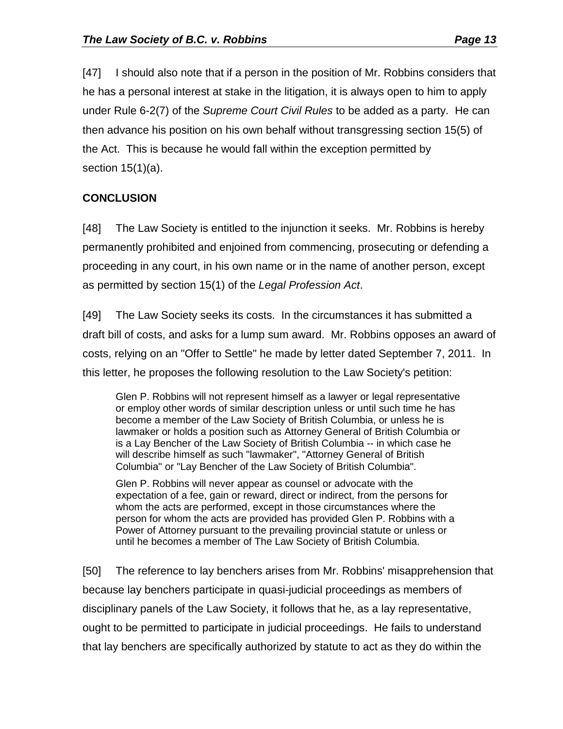[47] I should also note that if a person in the position of Mr. Robbins considers that he has a personal interest at stake in the litigation, it is always open to him to apply under Rule 6-2(7) of the *Supreme Court Civil Rules* to be added as a party. He can then advance his position on his own behalf without transgressing section 15(5) of the Act. This is because he would fall within the exception permitted by section 15(1)(a).

## CONCLUSION

[48] The Law Society is entitled to the injunction it seeks. Mr. Robbins is hereby permanently prohibited and enjoined from commencing, prosecuting or defending a proceeding in any court, in his own name or in the name of another person, except as permitted by section 15(1) of the *Legal Profession Act*.

[49] The Law Society seeks its costs. In the circumstances it has submitted a draft bill of costs, and asks for a lump sum award. Mr. Robbins opposes an award of costs, relying on an "Offer to Settle" he made by letter dated September 7, 2011. In this letter, he proposes the following resolution to the Law Society's petition:

> Glen P. Robbins will not represent himself as a lawyer or legal representative or employ other words of similar description unless or until such time he has become a member of the Law Society of British Columbia, or unless he is lawmaker or holds a position such as Attorney General of British Columbia or is a Lay Bencher of the Law Society of British Columbia -- in which case he will describe himself as such "lawmaker", "Attorney General of British Columbia" or "Lay Bencher of the Law Society of British Columbia".
>
> Glen P. Robbins will never appear as counsel or advocate with the expectation of a fee, gain or reward, direct or indirect, from the persons for whom the acts are performed, except in those circumstances where the person for whom the acts are provided has provided Glen P. Robbins with a Power of Attorney pursuant to the prevailing provincial statute or unless or until he becomes a member of The Law Society of British Columbia.

[50] The reference to lay benchers arises from Mr. Robbins' misapprehension that because lay benchers participate in quasi-judicial proceedings as members of disciplinary panels of the Law Society, it follows that he, as a lay representative, ought to be permitted to participate in judicial proceedings. He fails to understand that lay benchers are specifically authorized by statute to act as they do within the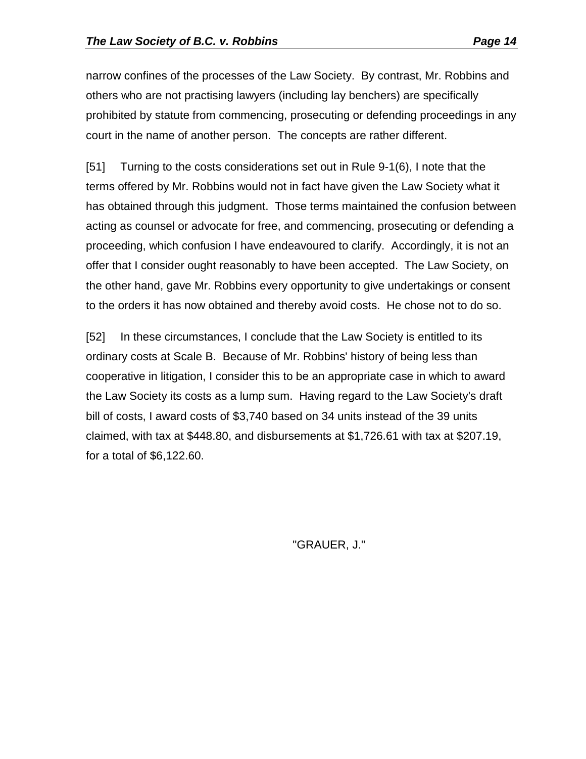narrow confines of the processes of the Law Society. By contrast, Mr. Robbins and others who are not practising lawyers (including lay benchers) are specifically prohibited by statute from commencing, prosecuting or defending proceedings in any court in the name of another person. The concepts are rather different.

[51] Turning to the costs considerations set out in Rule 9-1(6), I note that the terms offered by Mr. Robbins would not in fact have given the Law Society what it has obtained through this judgment. Those terms maintained the confusion between acting as counsel or advocate for free, and commencing, prosecuting or defending a proceeding, which confusion I have endeavoured to clarify. Accordingly, it is not an offer that I consider ought reasonably to have been accepted. The Law Society, on the other hand, gave Mr. Robbins every opportunity to give undertakings or consent to the orders it has now obtained and thereby avoid costs. He chose not to do so.

[52] In these circumstances, I conclude that the Law Society is entitled to its ordinary costs at Scale B. Because of Mr. Robbins' history of being less than cooperative in litigation, I consider this to be an appropriate case in which to award the Law Society its costs as a lump sum. Having regard to the Law Society's draft bill of costs, I award costs of $3,740 based on 34 units instead of the 39 units claimed, with tax at $448.80, and disbursements at $1,726.61 with tax at $207.19, for a total of $6,122.60.

"GRAUER, J."